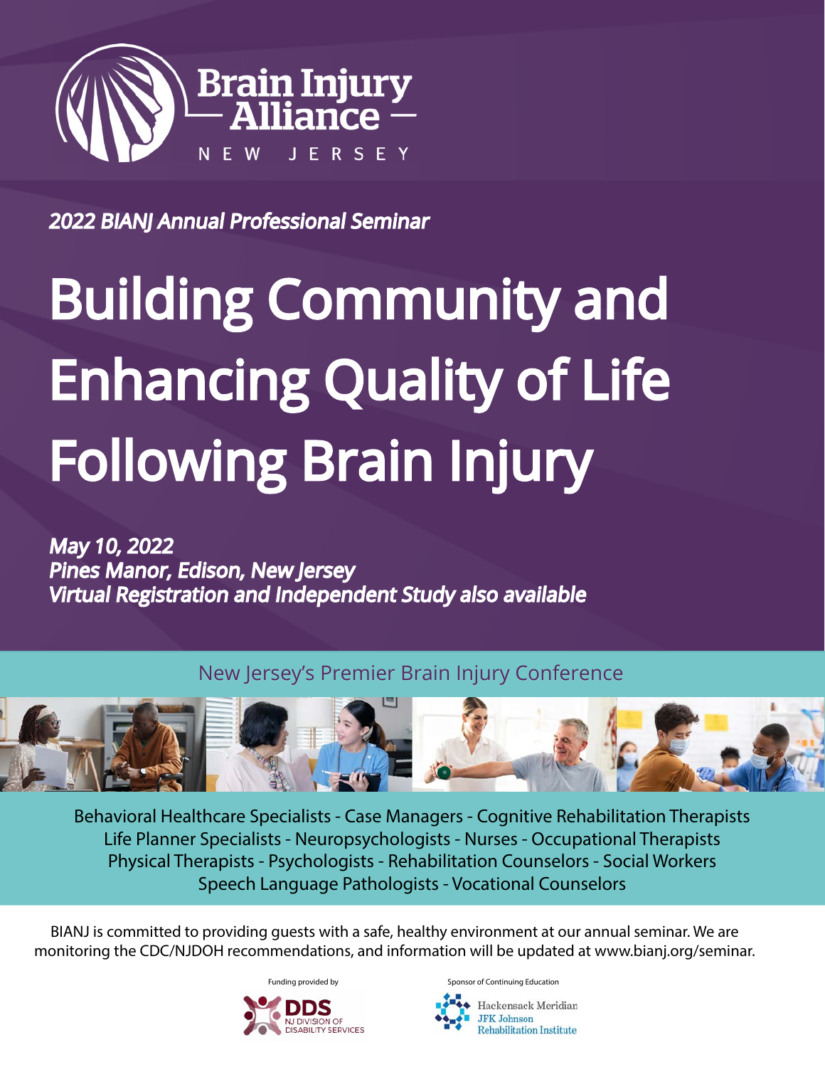Brain Injury Alliance
NEW JERSEY

*2022 BIANJ Annual Professional Seminar*

# Building Community and Enhancing Quality of Life Following Brain Injury

*May 10, 2022*
*Pines Manor, Edison, New Jersey*
*Virtual Registration and Independent Study also available*

New Jersey's Premier Brain Injury Conference

Behavioral Healthcare Specialists - Case Managers - Cognitive Rehabilitation Therapists
Life Planner Specialists - Neuropsychologists - Nurses - Occupational Therapists
Physical Therapists - Psychologists - Rehabilitation Counselors - Social Workers
Speech Language Pathologists - Vocational Counselors

BIANJ is committed to providing guests with a safe, healthy environment at our annual seminar. We are monitoring the CDC/NJDOH recommendations, and information will be updated at www.bianj.org/seminar.

Funding provided by
DDS NJ DIVISION OF DISABILITY SERVICES

Sponsor of Continuing Education
Hackensack Meridian JFK Johnson Rehabilitation Institute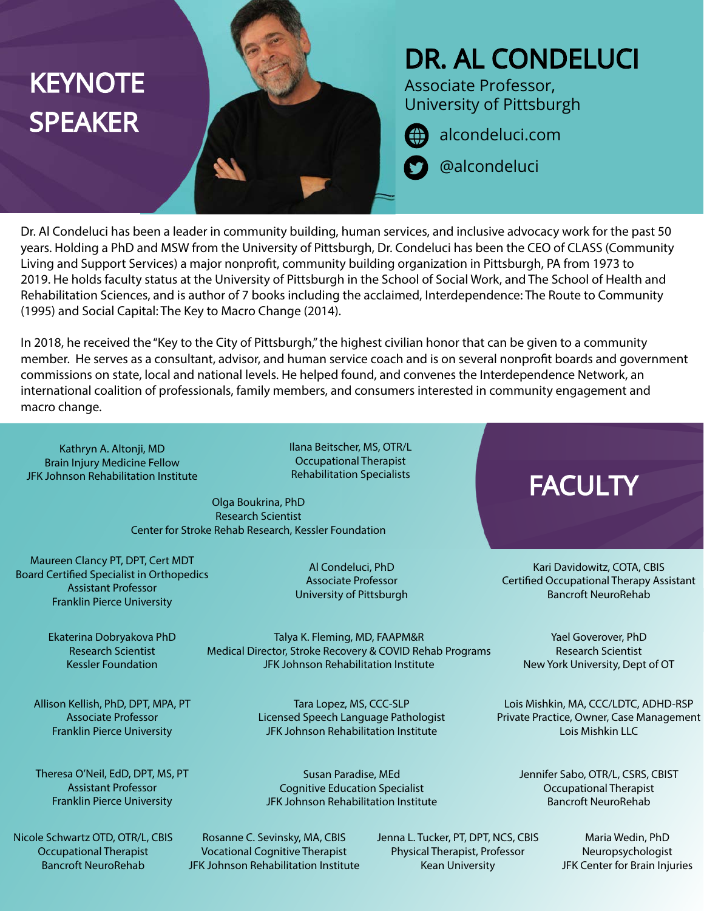# KEYNOTE SPEAKER

## DR. AL CONDELUCI

Associate Professor,
University of Pittsburgh

alcondeluci.com

@alcondeluci

Dr. Al Condeluci has been a leader in community building, human services, and inclusive advocacy work for the past 50 years. Holding a PhD and MSW from the University of Pittsburgh, Dr. Condeluci has been the CEO of CLASS (Community Living and Support Services) a major nonprofit, community building organization in Pittsburgh, PA from 1973 to 2019. He holds faculty status at the University of Pittsburgh in the School of Social Work, and The School of Health and Rehabilitation Sciences, and is author of 7 books including the acclaimed, Interdependence: The Route to Community (1995) and Social Capital: The Key to Macro Change (2014).

In 2018, he received the "Key to the City of Pittsburgh," the highest civilian honor that can be given to a community member. He serves as a consultant, advisor, and human service coach and is on several nonprofit boards and government commissions on state, local and national levels. He helped found, and convenes the Interdependence Network, an international coalition of professionals, family members, and consumers interested in community engagement and macro change.

# FACULTY

Kathryn A. Altonji, MD
Brain Injury Medicine Fellow
JFK Johnson Rehabilitation Institute

Ilana Beitscher, MS, OTR/L
Occupational Therapist
Rehabilitation Specialists

Olga Boukrina, PhD
Research Scientist
Center for Stroke Rehab Research, Kessler Foundation

Maureen Clancy PT, DPT, Cert MDT
Board Certified Specialist in Orthopedics
Assistant Professor
Franklin Pierce University

Al Condeluci, PhD
Associate Professor
University of Pittsburgh

Kari Davidowitz, COTA, CBIS
Certified Occupational Therapy Assistant
Bancroft NeuroRehab

Ekaterina Dobryakova PhD
Research Scientist
Kessler Foundation

Talya K. Fleming, MD, FAAPM&R
Medical Director, Stroke Recovery & COVID Rehab Programs
JFK Johnson Rehabilitation Institute

Yael Goverover, PhD
Research Scientist
New York University, Dept of OT

Allison Kellish, PhD, DPT, MPA, PT
Associate Professor
Franklin Pierce University

Tara Lopez, MS, CCC-SLP
Licensed Speech Language Pathologist
JFK Johnson Rehabilitation Institute

Lois Mishkin, MA, CCC/LDTC, ADHD-RSP
Private Practice, Owner, Case Management
Lois Mishkin LLC

Theresa O'Neil, EdD, DPT, MS, PT
Assistant Professor
Franklin Pierce University

Susan Paradise, MEd
Cognitive Education Specialist
JFK Johnson Rehabilitation Institute

Jennifer Sabo, OTR/L, CSRS, CBIST
Occupational Therapist
Bancroft NeuroRehab

Nicole Schwartz OTD, OTR/L, CBIS
Occupational Therapist
Bancroft NeuroRehab

Rosanne C. Sevinsky, MA, CBIS
Vocational Cognitive Therapist
JFK Johnson Rehabilitation Institute

Jenna L. Tucker, PT, DPT, NCS, CBIS
Physical Therapist, Professor
Kean University

Maria Wedin, PhD
Neuropsychologist
JFK Center for Brain Injuries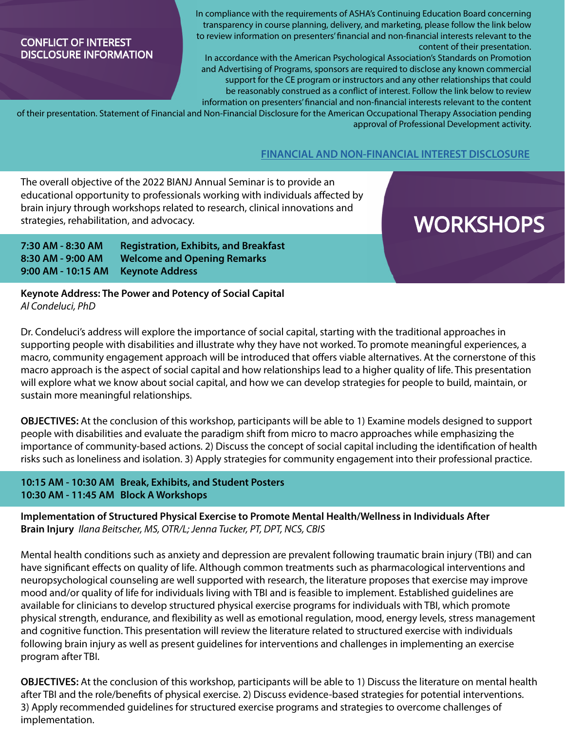## CONFLICT OF INTEREST DISCLOSURE INFORMATION

In compliance with the requirements of ASHA's Continuing Education Board concerning transparency in course planning, delivery, and marketing, please follow the link below to review information on presenters' financial and non-financial interests relevant to the content of their presentation.

In accordance with the American Psychological Association's Standards on Promotion and Advertising of Programs, sponsors are required to disclose any known commercial support for the CE program or instructors and any other relationships that could be reasonably construed as a conflict of interest. Follow the link below to review information on presenters' financial and non-financial interests relevant to the content of their presentation. Statement of Financial and Non-Financial Disclosure for the American Occupational Therapy Association pending approval of Professional Development activity.

**FINANCIAL AND NON-FINANCIAL INTEREST DISCLOSURE**

# WORKSHOPS

The overall objective of the 2022 BIANJ Annual Seminar is to provide an educational opportunity to professionals working with individuals affected by brain injury through workshops related to research, clinical innovations and strategies, rehabilitation, and advocacy.

**7:30 AM - 8:30 AM** **Registration, Exhibits, and Breakfast**
**8:30 AM - 9:00 AM** **Welcome and Opening Remarks**
**9:00 AM - 10:15 AM** **Keynote Address**

**Keynote Address: The Power and Potency of Social Capital**
*Al Condeluci, PhD*

Dr. Condeluci's address will explore the importance of social capital, starting with the traditional approaches in supporting people with disabilities and illustrate why they have not worked. To promote meaningful experiences, a macro, community engagement approach will be introduced that offers viable alternatives. At the cornerstone of this macro approach is the aspect of social capital and how relationships lead to a higher quality of life. This presentation will explore what we know about social capital, and how we can develop strategies for people to build, maintain, or sustain more meaningful relationships.

**OBJECTIVES:** At the conclusion of this workshop, participants will be able to 1) Examine models designed to support people with disabilities and evaluate the paradigm shift from micro to macro approaches while emphasizing the importance of community-based actions. 2) Discuss the concept of social capital including the identification of health risks such as loneliness and isolation. 3) Apply strategies for community engagement into their professional practice.

**10:15 AM - 10:30 AM** **Break, Exhibits, and Student Posters**
**10:30 AM - 11:45 AM** **Block A Workshops**

**Implementation of Structured Physical Exercise to Promote Mental Health/Wellness in Individuals After Brain Injury** *Ilana Beitscher, MS, OTR/L; Jenna Tucker, PT, DPT, NCS, CBIS*

Mental health conditions such as anxiety and depression are prevalent following traumatic brain injury (TBI) and can have significant effects on quality of life. Although common treatments such as pharmacological interventions and neuropsychological counseling are well supported with research, the literature proposes that exercise may improve mood and/or quality of life for individuals living with TBI and is feasible to implement. Established guidelines are available for clinicians to develop structured physical exercise programs for individuals with TBI, which promote physical strength, endurance, and flexibility as well as emotional regulation, mood, energy levels, stress management and cognitive function. This presentation will review the literature related to structured exercise with individuals following brain injury as well as present guidelines for interventions and challenges in implementing an exercise program after TBI.

**OBJECTIVES:** At the conclusion of this workshop, participants will be able to 1) Discuss the literature on mental health after TBI and the role/benefits of physical exercise. 2) Discuss evidence-based strategies for potential interventions. 3) Apply recommended guidelines for structured exercise programs and strategies to overcome challenges of implementation.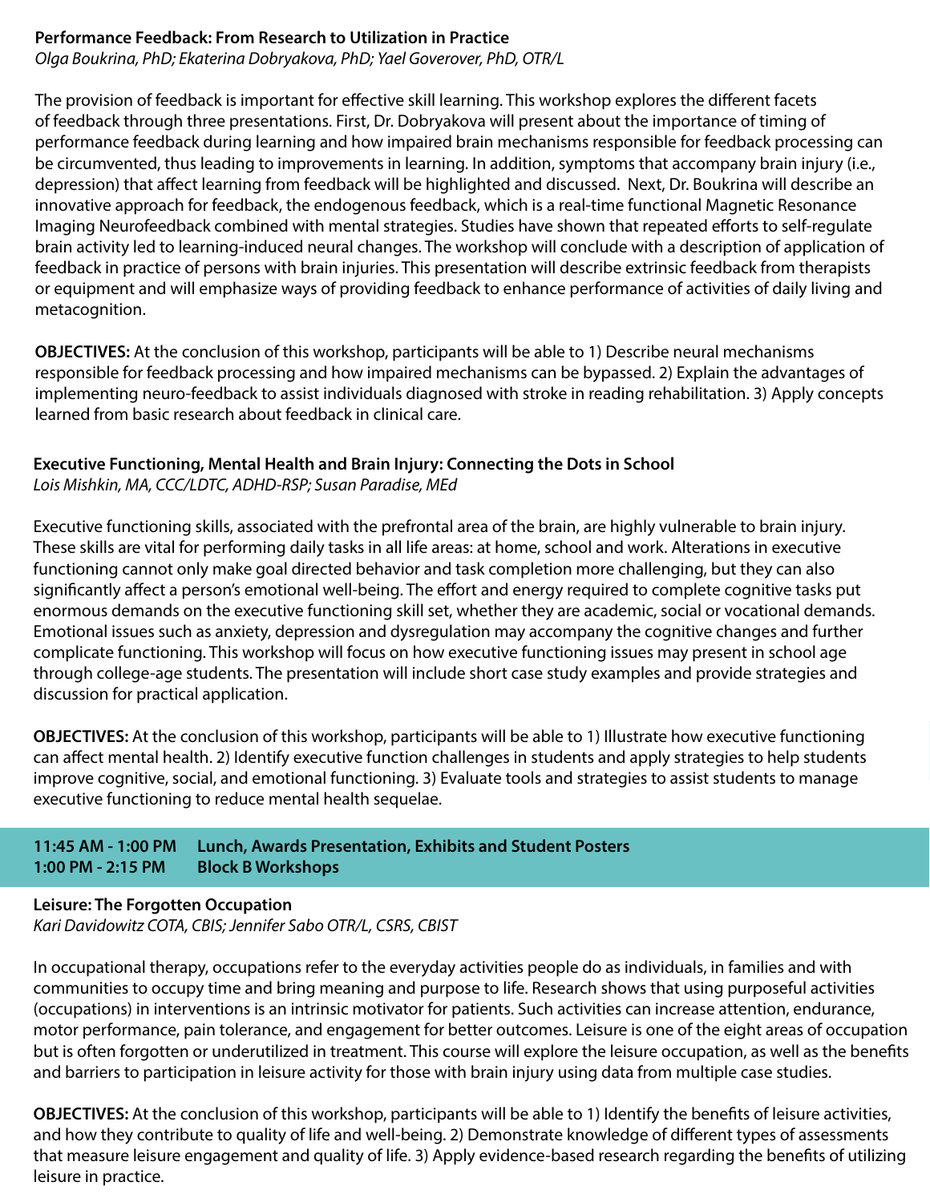**Performance Feedback: From Research to Utilization in Practice**
*Olga Boukrina, PhD; Ekaterina Dobryakova, PhD; Yael Goverover, PhD, OTR/L*

The provision of feedback is important for effective skill learning. This workshop explores the different facets of feedback through three presentations. First, Dr. Dobryakova will present about the importance of timing of performance feedback during learning and how impaired brain mechanisms responsible for feedback processing can be circumvented, thus leading to improvements in learning. In addition, symptoms that accompany brain injury (i.e., depression) that affect learning from feedback will be highlighted and discussed. Next, Dr. Boukrina will describe an innovative approach for feedback, the endogenous feedback, which is a real-time functional Magnetic Resonance Imaging Neurofeedback combined with mental strategies. Studies have shown that repeated efforts to self-regulate brain activity led to learning-induced neural changes. The workshop will conclude with a description of application of feedback in practice of persons with brain injuries. This presentation will describe extrinsic feedback from therapists or equipment and will emphasize ways of providing feedback to enhance performance of activities of daily living and metacognition.

**OBJECTIVES:** At the conclusion of this workshop, participants will be able to 1) Describe neural mechanisms responsible for feedback processing and how impaired mechanisms can be bypassed. 2) Explain the advantages of implementing neuro-feedback to assist individuals diagnosed with stroke in reading rehabilitation. 3) Apply concepts learned from basic research about feedback in clinical care.

**Executive Functioning, Mental Health and Brain Injury: Connecting the Dots in School**
*Lois Mishkin, MA, CCC/LDTC, ADHD-RSP; Susan Paradise, MEd*

Executive functioning skills, associated with the prefrontal area of the brain, are highly vulnerable to brain injury. These skills are vital for performing daily tasks in all life areas: at home, school and work. Alterations in executive functioning cannot only make goal directed behavior and task completion more challenging, but they can also significantly affect a person's emotional well-being. The effort and energy required to complete cognitive tasks put enormous demands on the executive functioning skill set, whether they are academic, social or vocational demands. Emotional issues such as anxiety, depression and dysregulation may accompany the cognitive changes and further complicate functioning. This workshop will focus on how executive functioning issues may present in school age through college-age students. The presentation will include short case study examples and provide strategies and discussion for practical application.

**OBJECTIVES:** At the conclusion of this workshop, participants will be able to 1) Illustrate how executive functioning can affect mental health. 2) Identify executive function challenges in students and apply strategies to help students improve cognitive, social, and emotional functioning. 3) Evaluate tools and strategies to assist students to manage executive functioning to reduce mental health sequelae.

**11:45 AM - 1:00 PM Lunch, Awards Presentation, Exhibits and Student Posters**
**1:00 PM - 2:15 PM Block B Workshops**

**Leisure: The Forgotten Occupation**
*Kari Davidowitz COTA, CBIS; Jennifer Sabo OTR/L, CSRS, CBIST*

In occupational therapy, occupations refer to the everyday activities people do as individuals, in families and with communities to occupy time and bring meaning and purpose to life. Research shows that using purposeful activities (occupations) in interventions is an intrinsic motivator for patients. Such activities can increase attention, endurance, motor performance, pain tolerance, and engagement for better outcomes. Leisure is one of the eight areas of occupation but is often forgotten or underutilized in treatment. This course will explore the leisure occupation, as well as the benefits and barriers to participation in leisure activity for those with brain injury using data from multiple case studies.

**OBJECTIVES:** At the conclusion of this workshop, participants will be able to 1) Identify the benefits of leisure activities, and how they contribute to quality of life and well-being. 2) Demonstrate knowledge of different types of assessments that measure leisure engagement and quality of life. 3) Apply evidence-based research regarding the benefits of utilizing leisure in practice.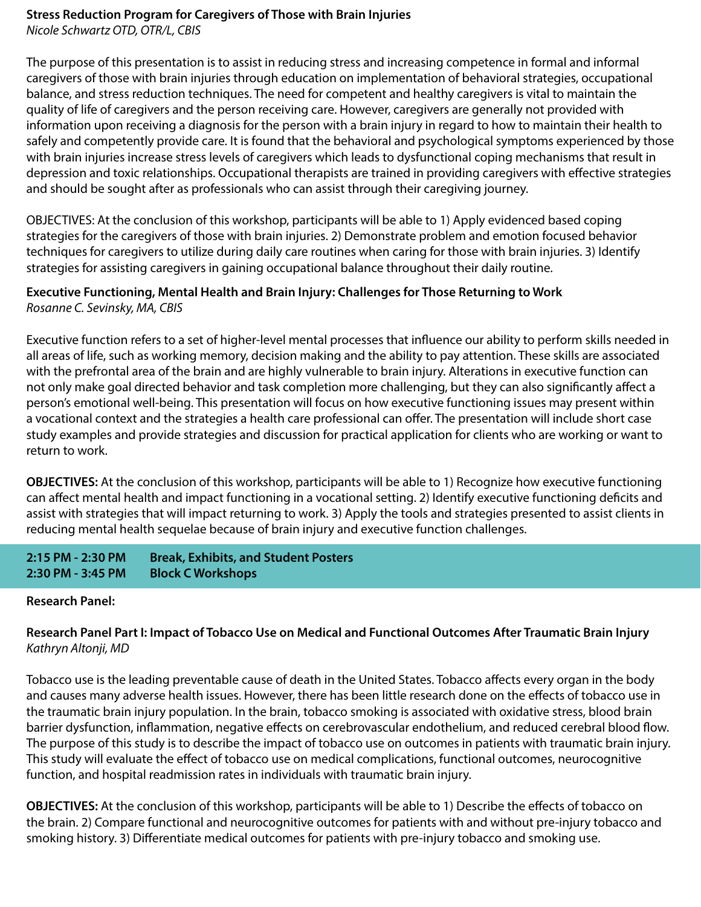### Stress Reduction Program for Caregivers of Those with Brain Injuries

*Nicole Schwartz OTD, OTR/L, CBIS*

The purpose of this presentation is to assist in reducing stress and increasing competence in formal and informal caregivers of those with brain injuries through education on implementation of behavioral strategies, occupational balance, and stress reduction techniques. The need for competent and healthy caregivers is vital to maintain the quality of life of caregivers and the person receiving care. However, caregivers are generally not provided with information upon receiving a diagnosis for the person with a brain injury in regard to how to maintain their health to safely and competently provide care. It is found that the behavioral and psychological symptoms experienced by those with brain injuries increase stress levels of caregivers which leads to dysfunctional coping mechanisms that result in depression and toxic relationships. Occupational therapists are trained in providing caregivers with effective strategies and should be sought after as professionals who can assist through their caregiving journey.

OBJECTIVES: At the conclusion of this workshop, participants will be able to 1) Apply evidenced based coping strategies for the caregivers of those with brain injuries. 2) Demonstrate problem and emotion focused behavior techniques for caregivers to utilize during daily care routines when caring for those with brain injuries. 3) Identify strategies for assisting caregivers in gaining occupational balance throughout their daily routine.

### Executive Functioning, Mental Health and Brain Injury: Challenges for Those Returning to Work

*Rosanne C. Sevinsky, MA, CBIS*

Executive function refers to a set of higher-level mental processes that influence our ability to perform skills needed in all areas of life, such as working memory, decision making and the ability to pay attention. These skills are associated with the prefrontal area of the brain and are highly vulnerable to brain injury. Alterations in executive function can not only make goal directed behavior and task completion more challenging, but they can also significantly affect a person's emotional well-being. This presentation will focus on how executive functioning issues may present within a vocational context and the strategies a health care professional can offer. The presentation will include short case study examples and provide strategies and discussion for practical application for clients who are working or want to return to work.

**OBJECTIVES:** At the conclusion of this workshop, participants will be able to 1) Recognize how executive functioning can affect mental health and impact functioning in a vocational setting. 2) Identify executive functioning deficits and assist with strategies that will impact returning to work. 3) Apply the tools and strategies presented to assist clients in reducing mental health sequelae because of brain injury and executive function challenges.

**2:15 PM - 2:30 PM Break, Exhibits, and Student Posters**
**2:30 PM - 3:45 PM Block C Workshops**

**Research Panel:**

### Research Panel Part I: Impact of Tobacco Use on Medical and Functional Outcomes After Traumatic Brain Injury

*Kathryn Altonji, MD*

Tobacco use is the leading preventable cause of death in the United States. Tobacco affects every organ in the body and causes many adverse health issues. However, there has been little research done on the effects of tobacco use in the traumatic brain injury population. In the brain, tobacco smoking is associated with oxidative stress, blood brain barrier dysfunction, inflammation, negative effects on cerebrovascular endothelium, and reduced cerebral blood flow. The purpose of this study is to describe the impact of tobacco use on outcomes in patients with traumatic brain injury. This study will evaluate the effect of tobacco use on medical complications, functional outcomes, neurocognitive function, and hospital readmission rates in individuals with traumatic brain injury.

**OBJECTIVES:** At the conclusion of this workshop, participants will be able to 1) Describe the effects of tobacco on the brain. 2) Compare functional and neurocognitive outcomes for patients with and without pre-injury tobacco and smoking history. 3) Differentiate medical outcomes for patients with pre-injury tobacco and smoking use.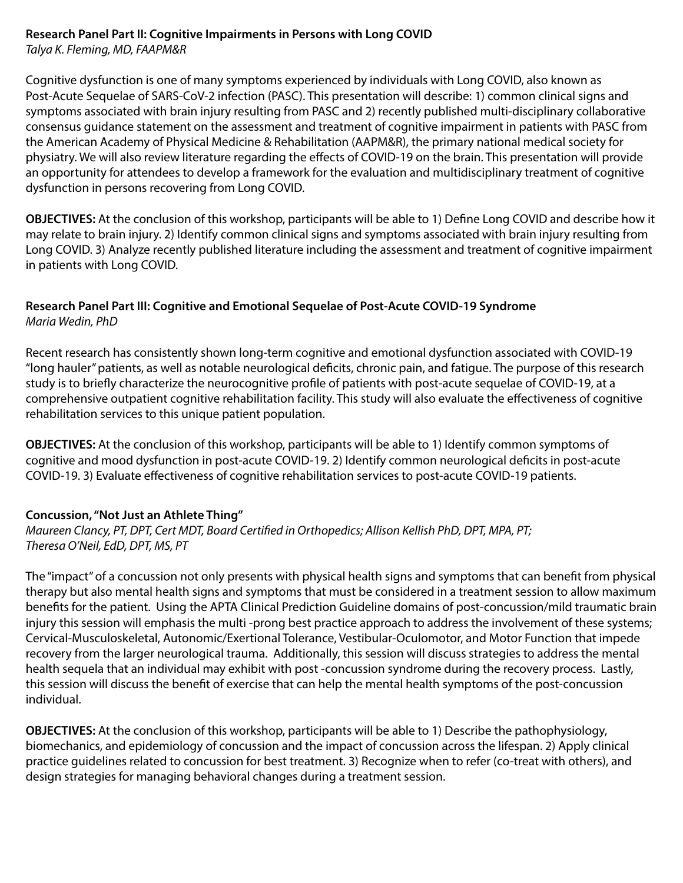**Research Panel Part II: Cognitive Impairments in Persons with Long COVID**
*Talya K. Fleming, MD, FAAPM&R*

Cognitive dysfunction is one of many symptoms experienced by individuals with Long COVID, also known as Post-Acute Sequelae of SARS-CoV-2 infection (PASC). This presentation will describe: 1) common clinical signs and symptoms associated with brain injury resulting from PASC and 2) recently published multi-disciplinary collaborative consensus guidance statement on the assessment and treatment of cognitive impairment in patients with PASC from the American Academy of Physical Medicine & Rehabilitation (AAPM&R), the primary national medical society for physiatry. We will also review literature regarding the effects of COVID-19 on the brain. This presentation will provide an opportunity for attendees to develop a framework for the evaluation and multidisciplinary treatment of cognitive dysfunction in persons recovering from Long COVID.

**OBJECTIVES:** At the conclusion of this workshop, participants will be able to 1) Define Long COVID and describe how it may relate to brain injury. 2) Identify common clinical signs and symptoms associated with brain injury resulting from Long COVID. 3) Analyze recently published literature including the assessment and treatment of cognitive impairment in patients with Long COVID.

**Research Panel Part III: Cognitive and Emotional Sequelae of Post-Acute COVID-19 Syndrome**
*Maria Wedin, PhD*

Recent research has consistently shown long-term cognitive and emotional dysfunction associated with COVID-19 "long hauler" patients, as well as notable neurological deficits, chronic pain, and fatigue. The purpose of this research study is to briefly characterize the neurocognitive profile of patients with post-acute sequelae of COVID-19, at a comprehensive outpatient cognitive rehabilitation facility. This study will also evaluate the effectiveness of cognitive rehabilitation services to this unique patient population.

**OBJECTIVES:** At the conclusion of this workshop, participants will be able to 1) Identify common symptoms of cognitive and mood dysfunction in post-acute COVID-19. 2) Identify common neurological deficits in post-acute COVID-19. 3) Evaluate effectiveness of cognitive rehabilitation services to post-acute COVID-19 patients.

**Concussion, "Not Just an Athlete Thing"**
*Maureen Clancy, PT, DPT, Cert MDT, Board Certified in Orthopedics; Allison Kellish PhD, DPT, MPA, PT; Theresa O'Neil, EdD, DPT, MS, PT*

The "impact" of a concussion not only presents with physical health signs and symptoms that can benefit from physical therapy but also mental health signs and symptoms that must be considered in a treatment session to allow maximum benefits for the patient. Using the APTA Clinical Prediction Guideline domains of post-concussion/mild traumatic brain injury this session will emphasis the multi -prong best practice approach to address the involvement of these systems; Cervical-Musculoskeletal, Autonomic/Exertional Tolerance, Vestibular-Oculomotor, and Motor Function that impede recovery from the larger neurological trauma. Additionally, this session will discuss strategies to address the mental health sequela that an individual may exhibit with post -concussion syndrome during the recovery process. Lastly, this session will discuss the benefit of exercise that can help the mental health symptoms of the post-concussion individual.

**OBJECTIVES:** At the conclusion of this workshop, participants will be able to 1) Describe the pathophysiology, biomechanics, and epidemiology of concussion and the impact of concussion across the lifespan. 2) Apply clinical practice guidelines related to concussion for best treatment. 3) Recognize when to refer (co-treat with others), and design strategies for managing behavioral changes during a treatment session.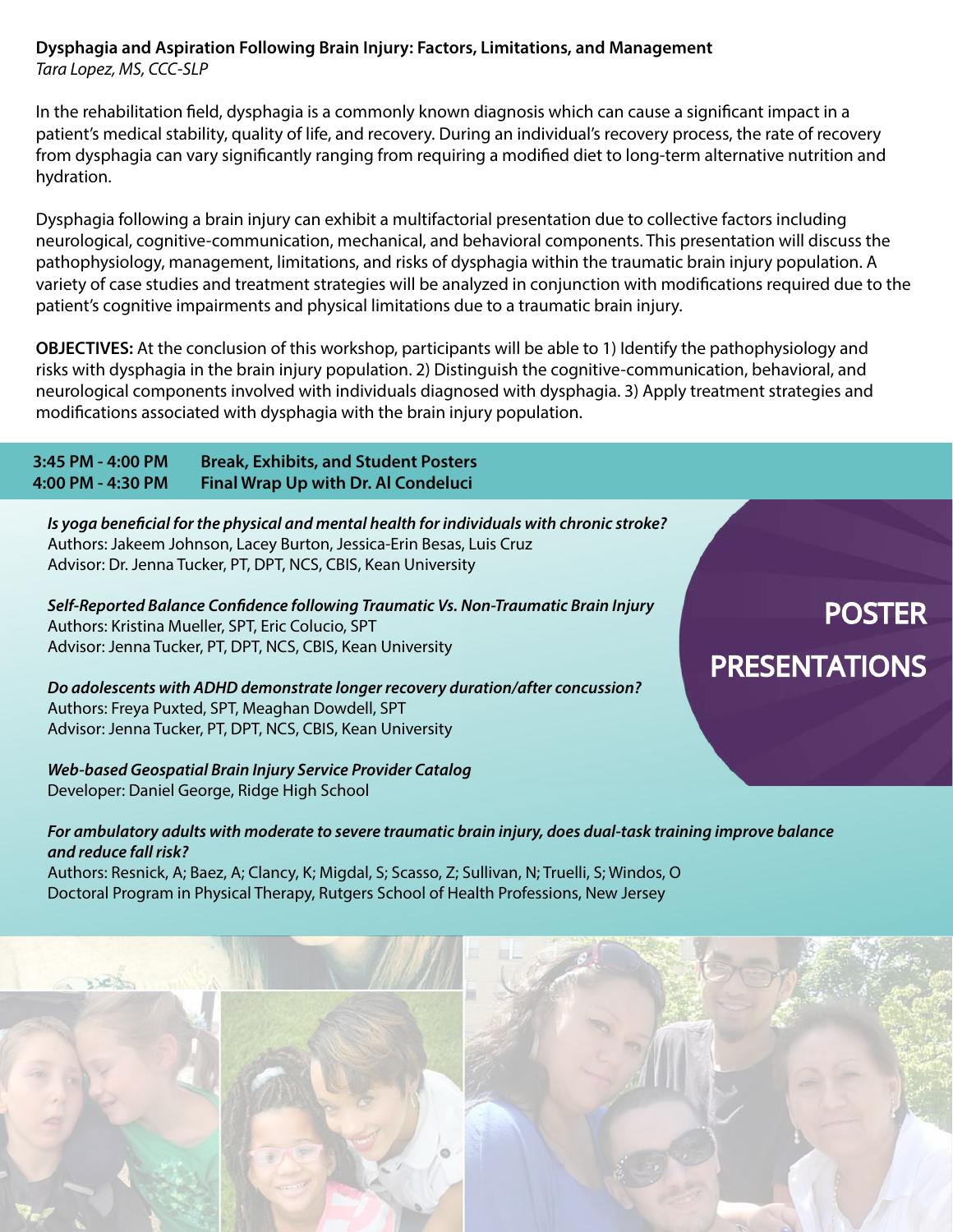**Dysphagia and Aspiration Following Brain Injury: Factors, Limitations, and Management**
*Tara Lopez, MS, CCC-SLP*

In the rehabilitation field, dysphagia is a commonly known diagnosis which can cause a significant impact in a patient's medical stability, quality of life, and recovery. During an individual's recovery process, the rate of recovery from dysphagia can vary significantly ranging from requiring a modified diet to long-term alternative nutrition and hydration.

Dysphagia following a brain injury can exhibit a multifactorial presentation due to collective factors including neurological, cognitive-communication, mechanical, and behavioral components. This presentation will discuss the pathophysiology, management, limitations, and risks of dysphagia within the traumatic brain injury population. A variety of case studies and treatment strategies will be analyzed in conjunction with modifications required due to the patient's cognitive impairments and physical limitations due to a traumatic brain injury.

**OBJECTIVES:** At the conclusion of this workshop, participants will be able to 1) Identify the pathophysiology and risks with dysphagia in the brain injury population. 2) Distinguish the cognitive-communication, behavioral, and neurological components involved with individuals diagnosed with dysphagia. 3) Apply treatment strategies and modifications associated with dysphagia with the brain injury population.

**3:45 PM - 4:00 PM** **Break, Exhibits, and Student Posters**
**4:00 PM - 4:30 PM** **Final Wrap Up with Dr. Al Condeluci**

## POSTER PRESENTATIONS

***Is yoga beneficial for the physical and mental health for individuals with chronic stroke?***
Authors: Jakeem Johnson, Lacey Burton, Jessica-Erin Besas, Luis Cruz
Advisor: Dr. Jenna Tucker, PT, DPT, NCS, CBIS, Kean University

***Self-Reported Balance Confidence following Traumatic Vs. Non-Traumatic Brain Injury***
Authors: Kristina Mueller, SPT, Eric Colucio, SPT
Advisor: Jenna Tucker, PT, DPT, NCS, CBIS, Kean University

***Do adolescents with ADHD demonstrate longer recovery duration/after concussion?***
Authors: Freya Puxted, SPT, Meaghan Dowdell, SPT
Advisor: Jenna Tucker, PT, DPT, NCS, CBIS, Kean University

***Web-based Geospatial Brain Injury Service Provider Catalog***
Developer: Daniel George, Ridge High School

***For ambulatory adults with moderate to severe traumatic brain injury, does dual-task training improve balance and reduce fall risk?***
Authors: Resnick, A; Baez, A; Clancy, K; Migdal, S; Scasso, Z; Sullivan, N; Truelli, S; Windos, O
Doctoral Program in Physical Therapy, Rutgers School of Health Professions, New Jersey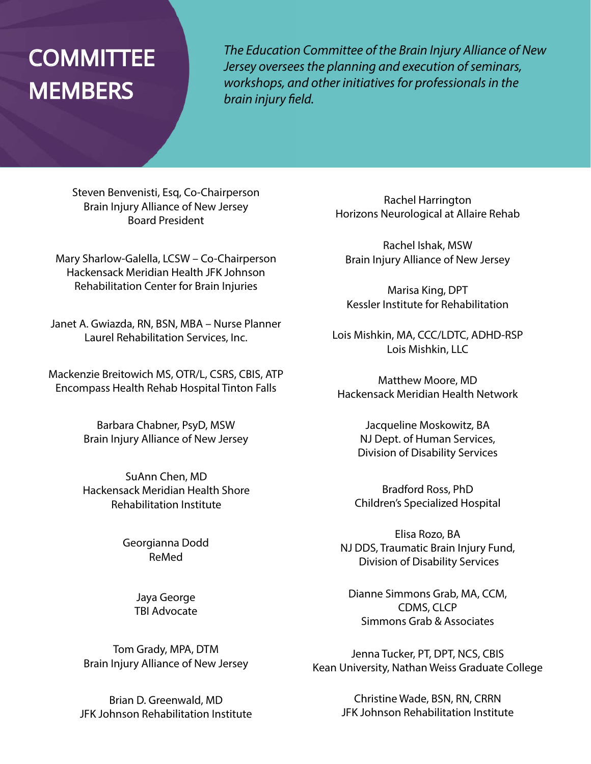# COMMITTEE MEMBERS

*The Education Committee of the Brain Injury Alliance of New Jersey oversees the planning and execution of seminars, workshops, and other initiatives for professionals in the brain injury field.*

Steven Benvenisti, Esq, Co-Chairperson
Brain Injury Alliance of New Jersey
Board President

Mary Sharlow-Galella, LCSW – Co-Chairperson
Hackensack Meridian Health JFK Johnson
Rehabilitation Center for Brain Injuries

Janet A. Gwiazda, RN, BSN, MBA – Nurse Planner
Laurel Rehabilitation Services, Inc.

Mackenzie Breitowich MS, OTR/L, CSRS, CBIS, ATP
Encompass Health Rehab Hospital Tinton Falls

Barbara Chabner, PsyD, MSW
Brain Injury Alliance of New Jersey

SuAnn Chen, MD
Hackensack Meridian Health Shore
Rehabilitation Institute

Georgianna Dodd
ReMed

Jaya George
TBI Advocate

Tom Grady, MPA, DTM
Brain Injury Alliance of New Jersey

Brian D. Greenwald, MD
JFK Johnson Rehabilitation Institute

Rachel Harrington
Horizons Neurological at Allaire Rehab

Rachel Ishak, MSW
Brain Injury Alliance of New Jersey

Marisa King, DPT
Kessler Institute for Rehabilitation

Lois Mishkin, MA, CCC/LDTC, ADHD-RSP
Lois Mishkin, LLC

Matthew Moore, MD
Hackensack Meridian Health Network

Jacqueline Moskowitz, BA
NJ Dept. of Human Services,
Division of Disability Services

Bradford Ross, PhD
Children's Specialized Hospital

Elisa Rozo, BA
NJ DDS, Traumatic Brain Injury Fund,
Division of Disability Services

Dianne Simmons Grab, MA, CCM,
CDMS, CLCP
Simmons Grab & Associates

Jenna Tucker, PT, DPT, NCS, CBIS
Kean University, Nathan Weiss Graduate College

Christine Wade, BSN, RN, CRRN
JFK Johnson Rehabilitation Institute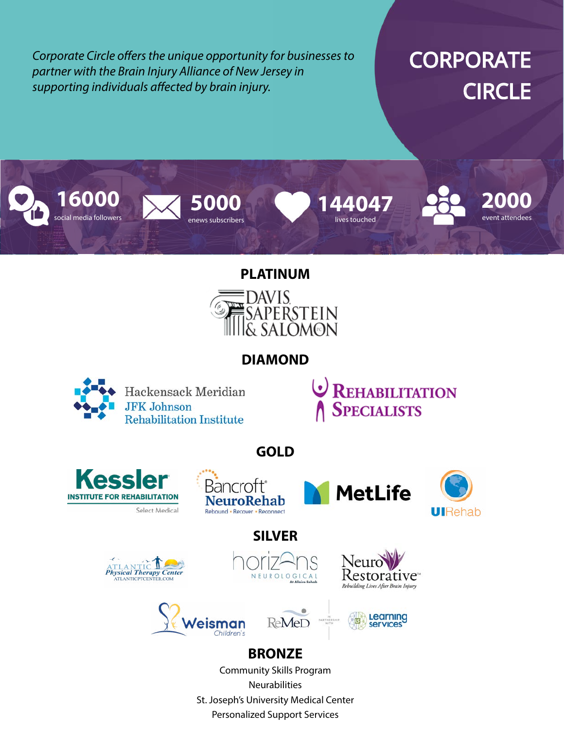# CORPORATE CIRCLE

*Corporate Circle offers the unique opportunity for businesses to partner with the Brain Injury Alliance of New Jersey in supporting individuals affected by brain injury.*

**16000** social media followers

**5000** enews subscribers

**144047** lives touched

**2000** event attendees

## PLATINUM

Davis, Saperstein & Salomon P.C.

## DIAMOND

Hackensack Meridian JFK Johnson Rehabilitation Institute

Rehabilitation Specialists

## GOLD

Kessler Institute for Rehabilitation – Select Medical

Bancroft NeuroRehab – Rebound • Recover • Reconnect

MetLife

UIRehab

## SILVER

Atlantic Physical Therapy Center – ATLANTICPTCENTER.COM

Horizons Neurological At Allaire Rehab

NeuroRestorative – Rebuilding Lives After Brain Injury

Weisman Children's

ReMeD in partnership with Learning Services

## BRONZE

Community Skills Program

Neurabilities

St. Joseph's University Medical Center

Personalized Support Services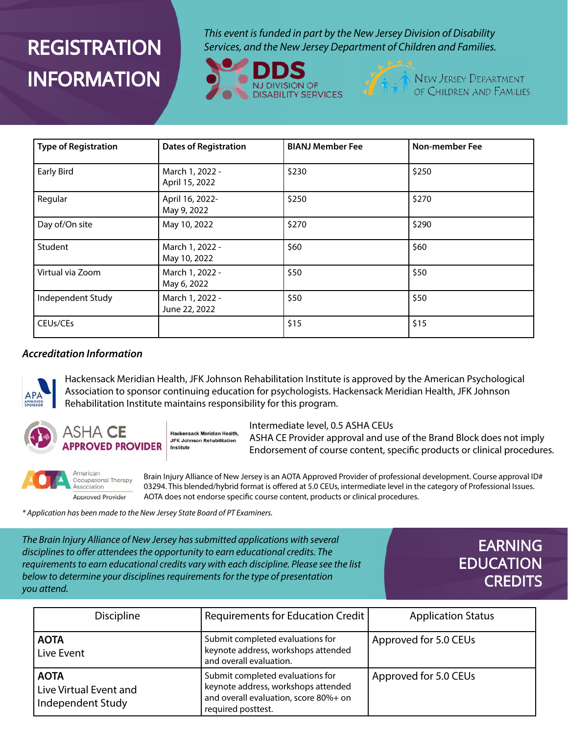# REGISTRATION INFORMATION

*This event is funded in part by the New Jersey Division of Disability Services, and the New Jersey Department of Children and Families.*

DDS NJ DIVISION OF DISABILITY SERVICES

NEW JERSEY DEPARTMENT OF CHILDREN AND FAMILIES

| Type of Registration | Dates of Registration | BIANJ Member Fee | Non-member Fee |
|---|---|---|---|
| Early Bird | March 1, 2022 - April 15, 2022 | $230 | $250 |
| Regular | April 16, 2022- May 9, 2022 | $250 | $270 |
| Day of/On site | May 10, 2022 | $270 | $290 |
| Student | March 1, 2022 - May 10, 2022 | $60 | $60 |
| Virtual via Zoom | March 1, 2022 - May 6, 2022 | $50 | $50 |
| Independent Study | March 1, 2022 - June 22, 2022 | $50 | $50 |
| CEUs/CEs | | $15 | $15 |

### *Accreditation Information*

APA APPROVED SPONSOR

Hackensack Meridian Health, JFK Johnson Rehabilitation Institute is approved by the American Psychological Association to sponsor continuing education for psychologists. Hackensack Meridian Health, JFK Johnson Rehabilitation Institute maintains responsibility for this program.

ASHA CE APPROVED PROVIDER — Hackensack Meridian Health, JFK Johnson Rehabilitation Institute

Intermediate level, 0.5 ASHA CEUs
ASHA CE Provider approval and use of the Brand Block does not imply Endorsement of course content, specific products or clinical procedures.

AOTA American Occupational Therapy Association Approved Provider

Brain Injury Alliance of New Jersey is an AOTA Approved Provider of professional development. Course approval ID# 03294. This blended/hybrid format is offered at 5.0 CEUs, intermediate level in the category of Professional Issues. AOTA does not endorse specific course content, products or clinical procedures.

*\* Application has been made to the New Jersey State Board of PT Examiners.*

# EARNING EDUCATION CREDITS

*The Brain Injury Alliance of New Jersey has submitted applications with several disciplines to offer attendees the opportunity to earn educational credits. The requirements to earn educational credits vary with each discipline. Please see the list below to determine your disciplines requirements for the type of presentation you attend.*

| Discipline | Requirements for Education Credit | Application Status |
|---|---|---|
| **AOTA** Live Event | Submit completed evaluations for keynote address, workshops attended and overall evaluation. | Approved for 5.0 CEUs |
| **AOTA** Live Virtual Event and Independent Study | Submit completed evaluations for keynote address, workshops attended and overall evaluation, score 80%+ on required posttest. | Approved for 5.0 CEUs |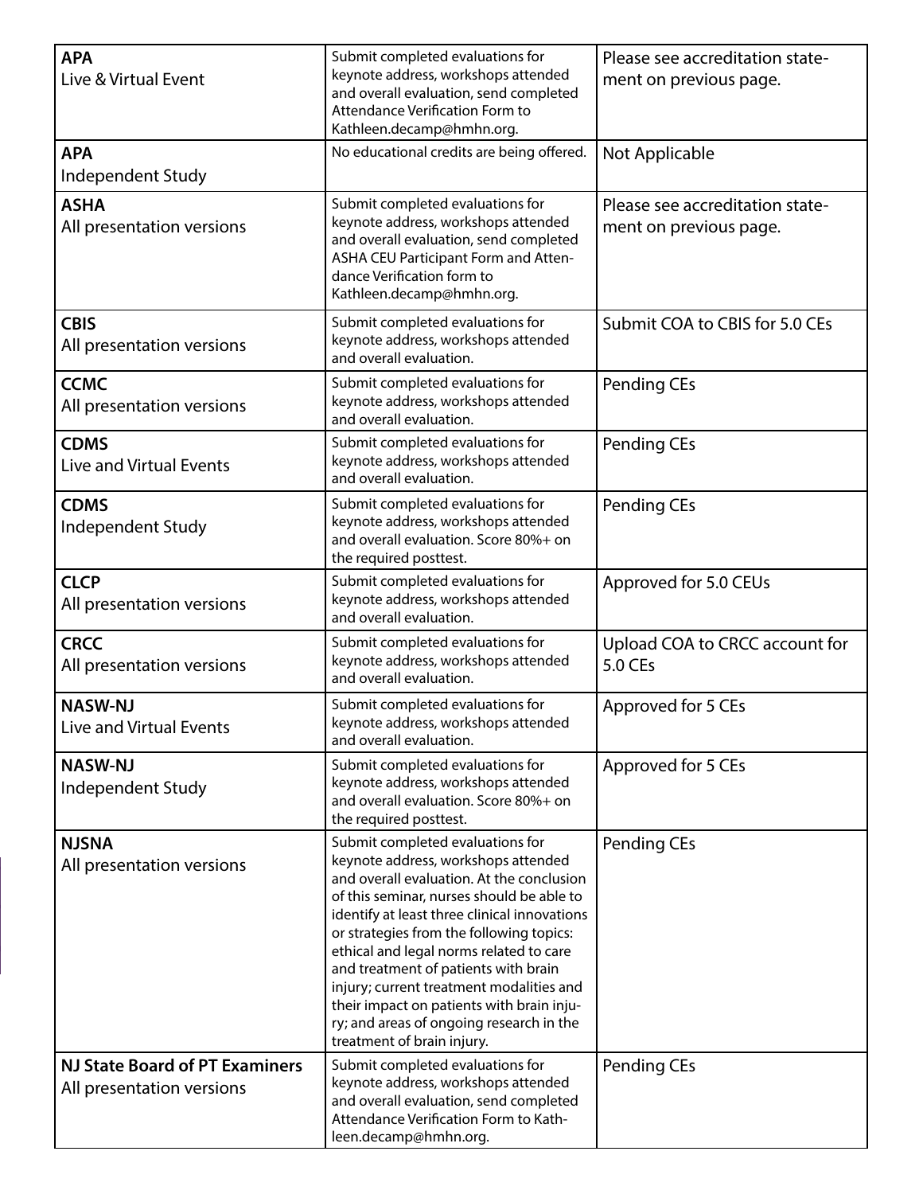| | | |
|---|---|---|
| **APA**<br>Live & Virtual Event | Submit completed evaluations for keynote address, workshops attended and overall evaluation, send completed Attendance Verification Form to Kathleen.decamp@hmhn.org. | Please see accreditation statement on previous page. |
| **APA**<br>Independent Study | No educational credits are being offered. | Not Applicable |
| **ASHA**<br>All presentation versions | Submit completed evaluations for keynote address, workshops attended and overall evaluation, send completed ASHA CEU Participant Form and Attendance Verification form to Kathleen.decamp@hmhn.org. | Please see accreditation statement on previous page. |
| **CBIS**<br>All presentation versions | Submit completed evaluations for keynote address, workshops attended and overall evaluation. | Submit COA to CBIS for 5.0 CEs |
| **CCMC**<br>All presentation versions | Submit completed evaluations for keynote address, workshops attended and overall evaluation. | Pending CEs |
| **CDMS**<br>Live and Virtual Events | Submit completed evaluations for keynote address, workshops attended and overall evaluation. | Pending CEs |
| **CDMS**<br>Independent Study | Submit completed evaluations for keynote address, workshops attended and overall evaluation. Score 80%+ on the required posttest. | Pending CEs |
| **CLCP**<br>All presentation versions | Submit completed evaluations for keynote address, workshops attended and overall evaluation. | Approved for 5.0 CEUs |
| **CRCC**<br>All presentation versions | Submit completed evaluations for keynote address, workshops attended and overall evaluation. | Upload COA to CRCC account for 5.0 CEs |
| **NASW-NJ**<br>Live and Virtual Events | Submit completed evaluations for keynote address, workshops attended and overall evaluation. | Approved for 5 CEs |
| **NASW-NJ**<br>Independent Study | Submit completed evaluations for keynote address, workshops attended and overall evaluation. Score 80%+ on the required posttest. | Approved for 5 CEs |
| **NJSNA**<br>All presentation versions | Submit completed evaluations for keynote address, workshops attended and overall evaluation. At the conclusion of this seminar, nurses should be able to identify at least three clinical innovations or strategies from the following topics: ethical and legal norms related to care and treatment of patients with brain injury; current treatment modalities and their impact on patients with brain injury; and areas of ongoing research in the treatment of brain injury. | Pending CEs |
| **NJ State Board of PT Examiners**<br>All presentation versions | Submit completed evaluations for keynote address, workshops attended and overall evaluation, send completed Attendance Verification Form to Kathleen.decamp@hmhn.org. | Pending CEs |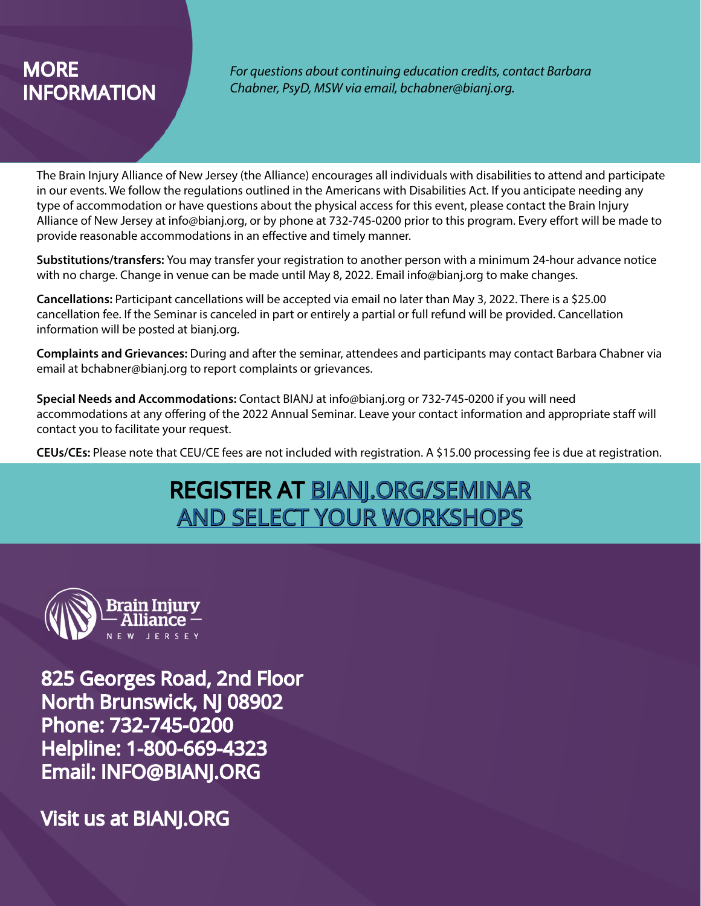## MORE INFORMATION

*For questions about continuing education credits, contact Barbara Chabner, PsyD, MSW via email, bchabner@bianj.org.*

The Brain Injury Alliance of New Jersey (the Alliance) encourages all individuals with disabilities to attend and participate in our events. We follow the regulations outlined in the Americans with Disabilities Act. If you anticipate needing any type of accommodation or have questions about the physical access for this event, please contact the Brain Injury Alliance of New Jersey at info@bianj.org, or by phone at 732-745-0200 prior to this program. Every effort will be made to provide reasonable accommodations in an effective and timely manner.

**Substitutions/transfers:** You may transfer your registration to another person with a minimum 24-hour advance notice with no charge. Change in venue can be made until May 8, 2022. Email info@bianj.org to make changes.

**Cancellations:** Participant cancellations will be accepted via email no later than May 3, 2022. There is a $25.00 cancellation fee. If the Seminar is canceled in part or entirely a partial or full refund will be provided. Cancellation information will be posted at bianj.org.

**Complaints and Grievances:** During and after the seminar, attendees and participants may contact Barbara Chabner via email at bchabner@bianj.org to report complaints or grievances.

**Special Needs and Accommodations:** Contact BIANJ at info@bianj.org or 732-745-0200 if you will need accommodations at any offering of the 2022 Annual Seminar. Leave your contact information and appropriate staff will contact you to facilitate your request.

**CEUs/CEs:** Please note that CEU/CE fees are not included with registration. A $15.00 processing fee is due at registration.

## REGISTER AT BIANJ.ORG/SEMINAR AND SELECT YOUR WORKSHOPS

Brain Injury Alliance NEW JERSEY

825 Georges Road, 2nd Floor
North Brunswick, NJ 08902
Phone: 732-745-0200
Helpline: 1-800-669-4323
Email: INFO@BIANJ.ORG

Visit us at BIANJ.ORG